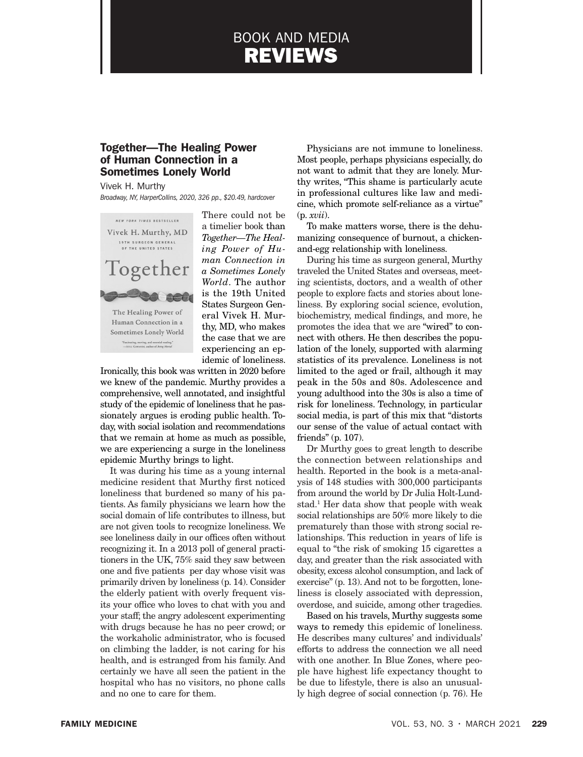# BOOK AND MEDIA REVIEWS

## Together—The Healing Power of Human Connection in a Sometimes Lonely World

Vivek H. Murthy

*Broadway, NY, HarperCollins, 2020, 326 pp., $20.49, hardcover*

There could not be a timelier book than *Together—The Healing Power of Human Connection in a Sometimes Lonely World*. The author is the 19th United States Surgeon General Vivek H. Murthy, MD, who makes the case that we are experiencing an epidemic of loneliness. Ironically, this book was written in 2020 before we knew of the pandemic. Murthy provides a comprehensive, well annotated, and insightful study of the epidemic of loneliness that he passionately argues is eroding public health. Today, with social isolation and recommendations that we remain at home as much as possible, we are experiencing a surge in the loneliness epidemic Murthy brings to light.

It was during his time as a young internal medicine resident that Murthy first noticed loneliness that burdened so many of his patients. As family physicians we learn how the social domain of life contributes to illness, but are not given tools to recognize loneliness. We see loneliness daily in our offices often without recognizing it. In a 2013 poll of general practitioners in the UK, 75% said they saw between one and five patients per day whose visit was primarily driven by loneliness (p. 14). Consider the elderly patient with overly frequent visits your office who loves to chat with you and your staff; the angry adolescent experimenting with drugs because he has no peer crowd; or the workaholic administrator, who is focused on climbing the ladder, is not caring for his health, and is estranged from his family. And certainly we have all seen the patient in the hospital who has no visitors, no phone calls and no one to care for them.

Physicians are not immune to loneliness. Most people, perhaps physicians especially, do not want to admit that they are lonely. Murthy writes, "This shame is particularly acute in professional cultures like law and medicine, which promote self-reliance as a virtue" (p. *xvii*).

To make matters worse, there is the dehumanizing consequence of burnout, a chicken-and-egg relationship with loneliness.

During his time as surgeon general, Murthy traveled the United States and overseas, meeting scientists, doctors, and a wealth of other people to explore facts and stories about loneliness. By exploring social science, evolution, biochemistry, medical findings, and more, he promotes the idea that we are "wired" to connect with others. He then describes the population of the lonely, supported with alarming statistics of its prevalence. Loneliness is not limited to the aged or frail, although it may peak in the 50s and 80s. Adolescence and young adulthood into the 30s is also a time of risk for loneliness. Technology, in particular social media, is part of this mix that "distorts our sense of the value of actual contact with friends" (p. 107).

Dr Murthy goes to great length to describe the connection between relationships and health. Reported in the book is a meta-analysis of 148 studies with 300,000 participants from around the world by Dr Julia Holt-Lundstad.[1] Her data show that people with weak social relationships are 50% more likely to die prematurely than those with strong social relationships. This reduction in years of life is equal to "the risk of smoking 15 cigarettes a day, and greater than the risk associated with obesity, excess alcohol consumption, and lack of exercise" (p. 13). And not to be forgotten, loneliness is closely associated with depression, overdose, and suicide, among other tragedies.

Based on his travels, Murthy suggests some ways to remedy this epidemic of loneliness. He describes many cultures' and individuals' efforts to address the connection we all need with one another. In Blue Zones, where people have highest life expectancy thought to be due to lifestyle, there is also an unusually high degree of social connection (p. 76). He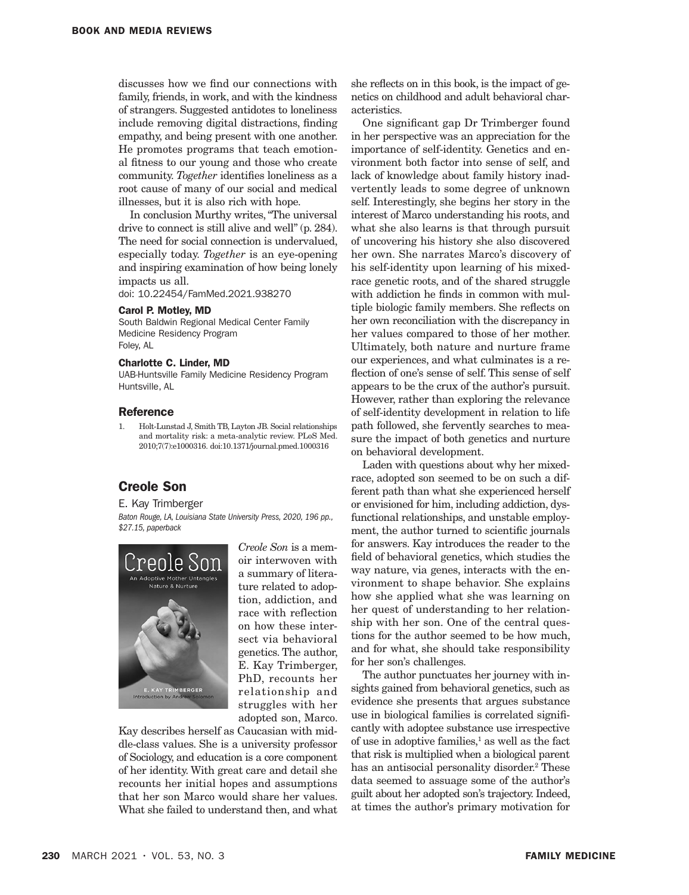discusses how we find our connections with family, friends, in work, and with the kindness of strangers. Suggested antidotes to loneliness include removing digital distractions, finding empathy, and being present with one another. He promotes programs that teach emotional fitness to our young and those who create community. *Together* identifies loneliness as a root cause of many of our social and medical illnesses, but it is also rich with hope.

In conclusion Murthy writes, "The universal drive to connect is still alive and well" (p. 284). The need for social connection is undervalued, especially today. *Together* is an eye-opening and inspiring examination of how being lonely impacts us all.

doi: 10.22454/FamMed.2021.938270

**Carol P. Motley, MD**
South Baldwin Regional Medical Center Family Medicine Residency Program
Foley, AL

**Charlotte C. Linder, MD**
UAB-Huntsville Family Medicine Residency Program
Huntsville, AL

### Reference

1. Holt-Lunstad J, Smith TB, Layton JB. Social relationships and mortality risk: a meta-analytic review. PLoS Med. 2010;7(7):e1000316. doi:10.1371/journal.pmed.1000316

## Creole Son

E. Kay Trimberger

*Baton Rouge, LA, Louisiana State University Press, 2020, 196 pp., $27.15, paperback*

*Creole Son* is a memoir interwoven with a summary of literature related to adoption, addiction, and race with reflection on how these intersect via behavioral genetics. The author, E. Kay Trimberger, PhD, recounts her relationship and struggles with her adopted son, Marco. Kay describes herself as Caucasian with middle-class values. She is a university professor of Sociology, and education is a core component of her identity. With great care and detail she recounts her initial hopes and assumptions that her son Marco would share her values. What she failed to understand then, and what she reflects on in this book, is the impact of genetics on childhood and adult behavioral characteristics.

One significant gap Dr Trimberger found in her perspective was an appreciation for the importance of self-identity. Genetics and environment both factor into sense of self, and lack of knowledge about family history inadvertently leads to some degree of unknown self. Interestingly, she begins her story in the interest of Marco understanding his roots, and what she also learns is that through pursuit of uncovering his history she also discovered her own. She narrates Marco's discovery of his self-identity upon learning of his mixed-race genetic roots, and of the shared struggle with addiction he finds in common with multiple biologic family members. She reflects on her own reconciliation with the discrepancy in her values compared to those of her mother. Ultimately, both nature and nurture frame our experiences, and what culminates is a reflection of one's sense of self. This sense of self appears to be the crux of the author's pursuit. However, rather than exploring the relevance of self-identity development in relation to life path followed, she fervently searches to measure the impact of both genetics and nurture on behavioral development.

Laden with questions about why her mixed-race, adopted son seemed to be on such a different path than what she experienced herself or envisioned for him, including addiction, dysfunctional relationships, and unstable employment, the author turned to scientific journals for answers. Kay introduces the reader to the field of behavioral genetics, which studies the way nature, via genes, interacts with the environment to shape behavior. She explains how she applied what she was learning on her quest of understanding to her relationship with her son. One of the central questions for the author seemed to be how much, and for what, she should take responsibility for her son's challenges.

The author punctuates her journey with insights gained from behavioral genetics, such as evidence she presents that argues substance use in biological families is correlated significantly with adoptee substance use irrespective of use in adoptive families,[1] as well as the fact that risk is multiplied when a biological parent has an antisocial personality disorder.[2] These data seemed to assuage some of the author's guilt about her adopted son's trajectory. Indeed, at times the author's primary motivation for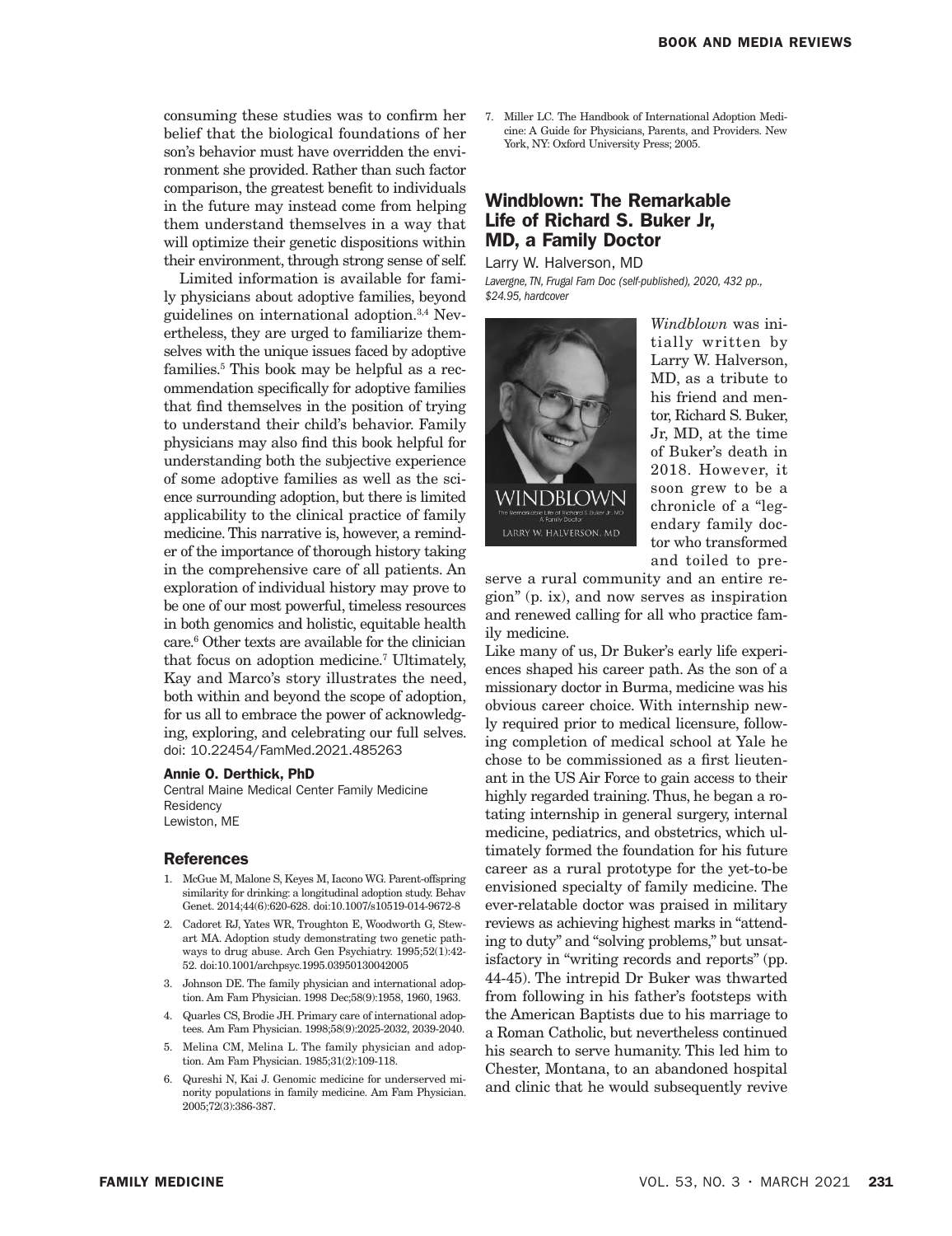consuming these studies was to confirm her belief that the biological foundations of her son's behavior must have overridden the environment she provided. Rather than such factor comparison, the greatest benefit to individuals in the future may instead come from helping them understand themselves in a way that will optimize their genetic dispositions within their environment, through strong sense of self.

Limited information is available for family physicians about adoptive families, beyond guidelines on international adoption.[3,4] Nevertheless, they are urged to familiarize themselves with the unique issues faced by adoptive families.[5] This book may be helpful as a recommendation specifically for adoptive families that find themselves in the position of trying to understand their child's behavior. Family physicians may also find this book helpful for understanding both the subjective experience of some adoptive families as well as the science surrounding adoption, but there is limited applicability to the clinical practice of family medicine. This narrative is, however, a reminder of the importance of thorough history taking in the comprehensive care of all patients. An exploration of individual history may prove to be one of our most powerful, timeless resources in both genomics and holistic, equitable health care.[6] Other texts are available for the clinician that focus on adoption medicine.[7] Ultimately, Kay and Marco's story illustrates the need, both within and beyond the scope of adoption, for us all to embrace the power of acknowledging, exploring, and celebrating our full selves.
doi: 10.22454/FamMed.2021.485263

**Annie O. Derthick, PhD**
Central Maine Medical Center Family Medicine Residency
Lewiston, ME

### References

1. McGue M, Malone S, Keyes M, Iacono WG. Parent-offspring similarity for drinking: a longitudinal adoption study. Behav Genet. 2014;44(6):620-628. doi:10.1007/s10519-014-9672-8
2. Cadoret RJ, Yates WR, Troughton E, Woodworth G, Stewart MA. Adoption study demonstrating two genetic pathways to drug abuse. Arch Gen Psychiatry. 1995;52(1):42-52. doi:10.1001/archpsyc.1995.03950130042005
3. Johnson DE. The family physician and international adoption. Am Fam Physician. 1998 Dec;58(9):1958, 1960, 1963.
4. Quarles CS, Brodie JH. Primary care of international adoptees. Am Fam Physician. 1998;58(9):2025-2032, 2039-2040.
5. Melina CM, Melina L. The family physician and adoption. Am Fam Physician. 1985;31(2):109-118.
6. Qureshi N, Kai J. Genomic medicine for underserved minority populations in family medicine. Am Fam Physician. 2005;72(3):386-387.
7. Miller LC. The Handbook of International Adoption Medicine: A Guide for Physicians, Parents, and Providers. New York, NY: Oxford University Press; 2005.

## Windblown: The Remarkable Life of Richard S. Buker Jr, MD, a Family Doctor

Larry W. Halverson, MD
*Lavergne, TN, Frugal Fam Doc (self-published), 2020, 432 pp., $24.95, hardcover*

*Windblown* was initially written by Larry W. Halverson, MD, as a tribute to his friend and mentor, Richard S. Buker, Jr, MD, at the time of Buker's death in 2018. However, it soon grew to be a chronicle of a "legendary family doctor who transformed and toiled to preserve a rural community and an entire region" (p. ix), and now serves as inspiration and renewed calling for all who practice family medicine.

Like many of us, Dr Buker's early life experiences shaped his career path. As the son of a missionary doctor in Burma, medicine was his obvious career choice. With internship newly required prior to medical licensure, following completion of medical school at Yale he chose to be commissioned as a first lieutenant in the US Air Force to gain access to their highly regarded training. Thus, he began a rotating internship in general surgery, internal medicine, pediatrics, and obstetrics, which ultimately formed the foundation for his future career as a rural prototype for the yet-to-be envisioned specialty of family medicine. The ever-relatable doctor was praised in military reviews as achieving highest marks in "attending to duty" and "solving problems," but unsatisfactory in "writing records and reports" (pp. 44-45). The intrepid Dr Buker was thwarted from following in his father's footsteps with the American Baptists due to his marriage to a Roman Catholic, but nevertheless continued his search to serve humanity. This led him to Chester, Montana, to an abandoned hospital and clinic that he would subsequently revive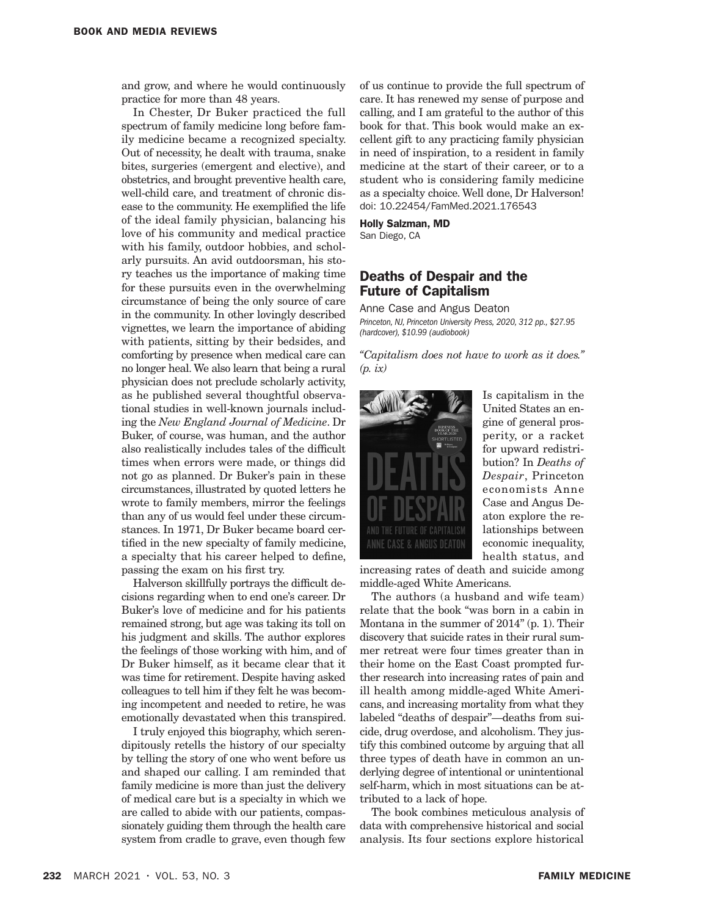and grow, and where he would continuously practice for more than 48 years.

In Chester, Dr Buker practiced the full spectrum of family medicine long before family medicine became a recognized specialty. Out of necessity, he dealt with trauma, snake bites, surgeries (emergent and elective), and obstetrics, and brought preventive health care, well-child care, and treatment of chronic disease to the community. He exemplified the life of the ideal family physician, balancing his love of his community and medical practice with his family, outdoor hobbies, and scholarly pursuits. An avid outdoorsman, his story teaches us the importance of making time for these pursuits even in the overwhelming circumstance of being the only source of care in the community. In other lovingly described vignettes, we learn the importance of abiding with patients, sitting by their bedsides, and comforting by presence when medical care can no longer heal. We also learn that being a rural physician does not preclude scholarly activity, as he published several thoughtful observational studies in well-known journals including the *New England Journal of Medicine*. Dr Buker, of course, was human, and the author also realistically includes tales of the difficult times when errors were made, or things did not go as planned. Dr Buker's pain in these circumstances, illustrated by quoted letters he wrote to family members, mirror the feelings than any of us would feel under these circumstances. In 1971, Dr Buker became board certified in the new specialty of family medicine, a specialty that his career helped to define, passing the exam on his first try.

Halverson skillfully portrays the difficult decisions regarding when to end one's career. Dr Buker's love of medicine and for his patients remained strong, but age was taking its toll on his judgment and skills. The author explores the feelings of those working with him, and of Dr Buker himself, as it became clear that it was time for retirement. Despite having asked colleagues to tell him if they felt he was becoming incompetent and needed to retire, he was emotionally devastated when this transpired.

I truly enjoyed this biography, which serendipitously retells the history of our specialty by telling the story of one who went before us and shaped our calling. I am reminded that family medicine is more than just the delivery of medical care but is a specialty in which we are called to abide with our patients, compassionately guiding them through the health care system from cradle to grave, even though few of us continue to provide the full spectrum of care. It has renewed my sense of purpose and calling, and I am grateful to the author of this book for that. This book would make an excellent gift to any practicing family physician in need of inspiration, to a resident in family medicine at the start of their career, or to a student who is considering family medicine as a specialty choice. Well done, Dr Halverson!
doi: 10.22454/FamMed.2021.176543

**Holly Salzman, MD**
San Diego, CA

## Deaths of Despair and the Future of Capitalism

Anne Case and Angus Deaton
*Princeton, NJ, Princeton University Press, 2020, 312 pp., $27.95 (hardcover), $10.99 (audiobook)*

*"Capitalism does not have to work as it does." (p. ix)*

Is capitalism in the United States an engine of general prosperity, or a racket for upward redistribution? In *Deaths of Despair*, Princeton economists Anne Case and Angus Deaton explore the relationships between economic inequality, health status, and increasing rates of death and suicide among middle-aged White Americans.

The authors (a husband and wife team) relate that the book "was born in a cabin in Montana in the summer of 2014" (p. 1). Their discovery that suicide rates in their rural summer retreat were four times greater than in their home on the East Coast prompted further research into increasing rates of pain and ill health among middle-aged White Americans, and increasing mortality from what they labeled "deaths of despair"—deaths from suicide, drug overdose, and alcoholism. They justify this combined outcome by arguing that all three types of death have in common an underlying degree of intentional or unintentional self-harm, which in most situations can be attributed to a lack of hope.

The book combines meticulous analysis of data with comprehensive historical and social analysis. Its four sections explore historical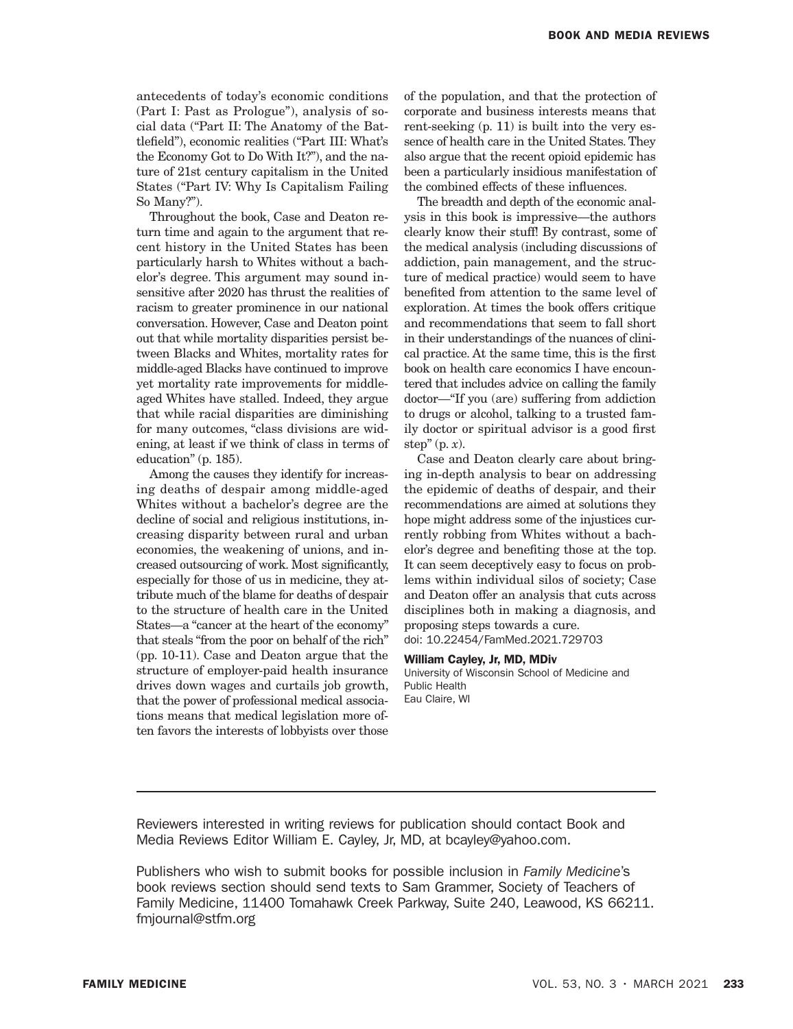antecedents of today's economic conditions (Part I: Past as Prologue"), analysis of social data ("Part II: The Anatomy of the Battlefield"), economic realities ("Part III: What's the Economy Got to Do With It?"), and the nature of 21st century capitalism in the United States ("Part IV: Why Is Capitalism Failing So Many?").

Throughout the book, Case and Deaton return time and again to the argument that recent history in the United States has been particularly harsh to Whites without a bachelor's degree. This argument may sound insensitive after 2020 has thrust the realities of racism to greater prominence in our national conversation. However, Case and Deaton point out that while mortality disparities persist between Blacks and Whites, mortality rates for middle-aged Blacks have continued to improve yet mortality rate improvements for middle-aged Whites have stalled. Indeed, they argue that while racial disparities are diminishing for many outcomes, "class divisions are widening, at least if we think of class in terms of education" (p. 185).

Among the causes they identify for increasing deaths of despair among middle-aged Whites without a bachelor's degree are the decline of social and religious institutions, increasing disparity between rural and urban economies, the weakening of unions, and increased outsourcing of work. Most significantly, especially for those of us in medicine, they attribute much of the blame for deaths of despair to the structure of health care in the United States—a "cancer at the heart of the economy" that steals "from the poor on behalf of the rich" (pp. 10-11). Case and Deaton argue that the structure of employer-paid health insurance drives down wages and curtails job growth, that the power of professional medical associations means that medical legislation more often favors the interests of lobbyists over those of the population, and that the protection of corporate and business interests means that rent-seeking (p. 11) is built into the very essence of health care in the United States. They also argue that the recent opioid epidemic has been a particularly insidious manifestation of the combined effects of these influences.

The breadth and depth of the economic analysis in this book is impressive—the authors clearly know their stuff! By contrast, some of the medical analysis (including discussions of addiction, pain management, and the structure of medical practice) would seem to have benefited from attention to the same level of exploration. At times the book offers critique and recommendations that seem to fall short in their understandings of the nuances of clinical practice. At the same time, this is the first book on health care economics I have encountered that includes advice on calling the family doctor—"If you (are) suffering from addiction to drugs or alcohol, talking to a trusted family doctor or spiritual advisor is a good first step" (p. *x*).

Case and Deaton clearly care about bringing in-depth analysis to bear on addressing the epidemic of deaths of despair, and their recommendations are aimed at solutions they hope might address some of the injustices currently robbing from Whites without a bachelor's degree and benefiting those at the top. It can seem deceptively easy to focus on problems within individual silos of society; Case and Deaton offer an analysis that cuts across disciplines both in making a diagnosis, and proposing steps towards a cure.

doi: 10.22454/FamMed.2021.729703

**William Cayley, Jr, MD, MDiv**
University of Wisconsin School of Medicine and Public Health
Eau Claire, WI

---

Reviewers interested in writing reviews for publication should contact Book and Media Reviews Editor William E. Cayley, Jr, MD, at bcayley@yahoo.com.

Publishers who wish to submit books for possible inclusion in *Family Medicine*'s book reviews section should send texts to Sam Grammer, Society of Teachers of Family Medicine, 11400 Tomahawk Creek Parkway, Suite 240, Leawood, KS 66211. fmjournal@stfm.org